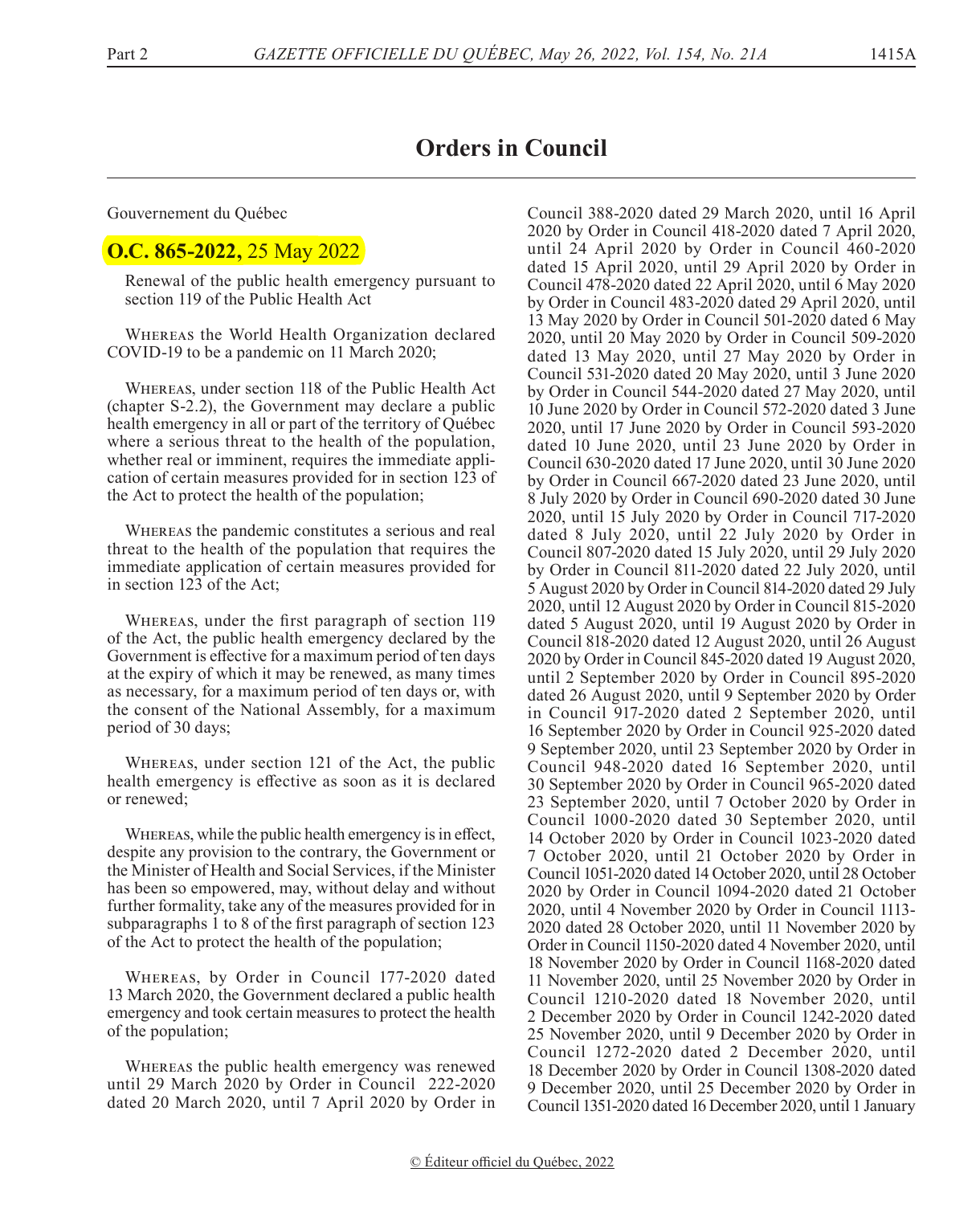# Orders in Council

Gouvernement du Québec

## **O.C. 865-2022,** 25 May 2022

Renewal of the public health emergency pursuant to section 119 of the Public Health Act

Whereas the World Health Organization declared COVID-19 to be a pandemic on 11 March 2020;

Whereas, under section 118 of the Public Health Act (chapter S-2.2), the Government may declare a public health emergency in all or part of the territory of Québec where a serious threat to the health of the population, whether real or imminent, requires the immediate application of certain measures provided for in section 123 of the Act to protect the health of the population;

Whereas the pandemic constitutes a serious and real threat to the health of the population that requires the immediate application of certain measures provided for in section 123 of the Act;

Whereas, under the first paragraph of section 119 of the Act, the public health emergency declared by the Government is effective for a maximum period of ten days at the expiry of which it may be renewed, as many times as necessary, for a maximum period of ten days or, with the consent of the National Assembly, for a maximum period of 30 days;

Whereas, under section 121 of the Act, the public health emergency is effective as soon as it is declared or renewed;

Whereas, while the public health emergency is in effect, despite any provision to the contrary, the Government or the Minister of Health and Social Services, if the Minister has been so empowered, may, without delay and without further formality, take any of the measures provided for in subparagraphs 1 to 8 of the first paragraph of section 123 of the Act to protect the health of the population;

Whereas, by Order in Council 177-2020 dated 13 March 2020, the Government declared a public health emergency and took certain measures to protect the health of the population;

Whereas the public health emergency was renewed until 29 March 2020 by Order in Council 222-2020 dated 20 March 2020, until 7 April 2020 by Order in Council 388-2020 dated 29 March 2020, until 16 April 2020 by Order in Council 418-2020 dated 7 April 2020, until 24 April 2020 by Order in Council 460-2020 dated 15 April 2020, until 29 April 2020 by Order in Council 478-2020 dated 22 April 2020, until 6 May 2020 by Order in Council 483-2020 dated 29 April 2020, until 13 May 2020 by Order in Council 501-2020 dated 6 May 2020, until 20 May 2020 by Order in Council 509-2020 dated 13 May 2020, until 27 May 2020 by Order in Council 531-2020 dated 20 May 2020, until 3 June 2020 by Order in Council 544-2020 dated 27 May 2020, until 10 June 2020 by Order in Council 572-2020 dated 3 June 2020, until 17 June 2020 by Order in Council 593-2020 dated 10 June 2020, until 23 June 2020 by Order in Council 630-2020 dated 17 June 2020, until 30 June 2020 by Order in Council 667-2020 dated 23 June 2020, until 8 July 2020 by Order in Council 690-2020 dated 30 June 2020, until 15 July 2020 by Order in Council 717-2020 dated 8 July 2020, until 22 July 2020 by Order in Council 807-2020 dated 15 July 2020, until 29 July 2020 by Order in Council 811-2020 dated 22 July 2020, until 5 August 2020 by Order in Council 814-2020 dated 29 July 2020, until 12 August 2020 by Order in Council 815-2020 dated 5 August 2020, until 19 August 2020 by Order in Council 818-2020 dated 12 August 2020, until 26 August 2020 by Order in Council 845-2020 dated 19 August 2020, until 2 September 2020 by Order in Council 895-2020 dated 26 August 2020, until 9 September 2020 by Order in Council 917-2020 dated 2 September 2020, until 16 September 2020 by Order in Council 925-2020 dated 9 September 2020, until 23 September 2020 by Order in Council 948-2020 dated 16 September 2020, until 30 September 2020 by Order in Council 965-2020 dated 23 September 2020, until 7 October 2020 by Order in Council 1000-2020 dated 30 September 2020, until 14 October 2020 by Order in Council 1023-2020 dated 7 October 2020, until 21 October 2020 by Order in Council 1051-2020 dated 14 October 2020, until 28 October 2020 by Order in Council 1094-2020 dated 21 October 2020, until 4 November 2020 by Order in Council 1113-2020 dated 28 October 2020, until 11 November 2020 by Order in Council 1150-2020 dated 4 November 2020, until 18 November 2020 by Order in Council 1168-2020 dated 11 November 2020, until 25 November 2020 by Order in Council 1210-2020 dated 18 November 2020, until 2 December 2020 by Order in Council 1242-2020 dated 25 November 2020, until 9 December 2020 by Order in Council 1272-2020 dated 2 December 2020, until 18 December 2020 by Order in Council 1308-2020 dated 9 December 2020, until 25 December 2020 by Order in Council 1351-2020 dated 16 December 2020, until 1 January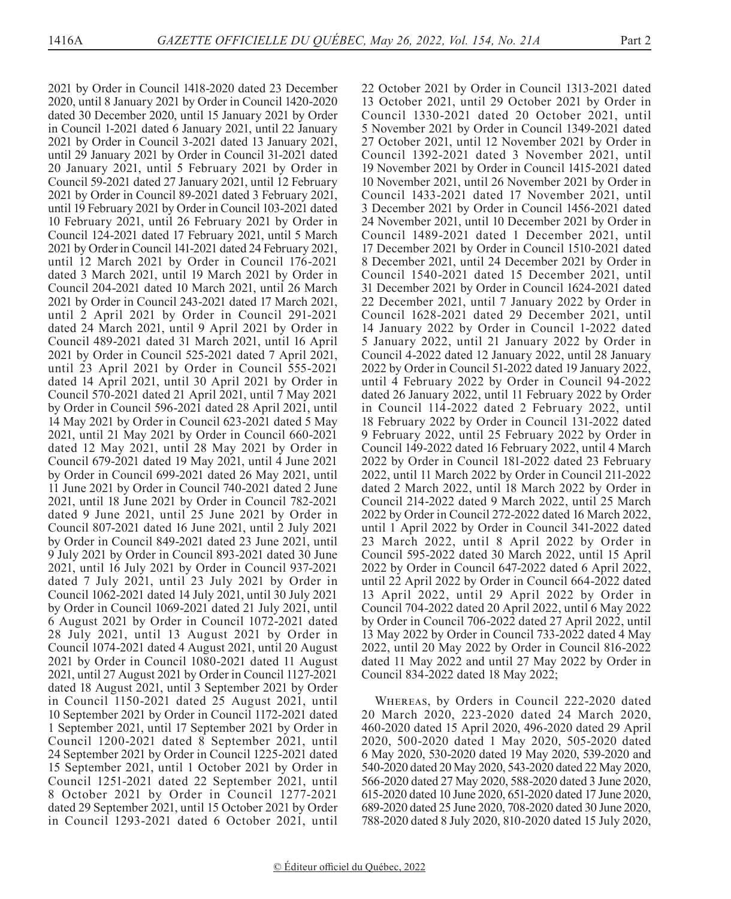2021 by Order in Council 1418-2020 dated 23 December 2020, until 8 January 2021 by Order in Council 1420-2020 dated 30 December 2020, until 15 January 2021 by Order in Council 1-2021 dated 6 January 2021, until 22 January 2021 by Order in Council 3-2021 dated 13 January 2021, until 29 January 2021 by Order in Council 31-2021 dated 20 January 2021, until 5 February 2021 by Order in Council 59-2021 dated 27 January 2021, until 12 February 2021 by Order in Council 89-2021 dated 3 February 2021, until 19 February 2021 by Order in Council 103-2021 dated 10 February 2021, until 26 February 2021 by Order in Council 124-2021 dated 17 February 2021, until 5 March 2021 by Order in Council 141-2021 dated 24 February 2021, until 12 March 2021 by Order in Council 176-2021 dated 3 March 2021, until 19 March 2021 by Order in Council 204-2021 dated 10 March 2021, until 26 March 2021 by Order in Council 243-2021 dated 17 March 2021, until 2 April 2021 by Order in Council 291-2021 dated 24 March 2021, until 9 April 2021 by Order in Council 489-2021 dated 31 March 2021, until 16 April 2021 by Order in Council 525-2021 dated 7 April 2021, until 23 April 2021 by Order in Council 555-2021 dated 14 April 2021, until 30 April 2021 by Order in Council 570-2021 dated 21 April 2021, until 7 May 2021 by Order in Council 596-2021 dated 28 April 2021, until 14 May 2021 by Order in Council 623-2021 dated 5 May 2021, until 21 May 2021 by Order in Council 660-2021 dated 12 May 2021, until 28 May 2021 by Order in Council 679-2021 dated 19 May 2021, until 4 June 2021 by Order in Council 699-2021 dated 26 May 2021, until 11 June 2021 by Order in Council 740-2021 dated 2 June 2021, until 18 June 2021 by Order in Council 782-2021 dated 9 June 2021, until 25 June 2021 by Order in Council 807-2021 dated 16 June 2021, until 2 July 2021 by Order in Council 849-2021 dated 23 June 2021, until 9 July 2021 by Order in Council 893-2021 dated 30 June 2021, until 16 July 2021 by Order in Council 937-2021 dated 7 July 2021, until 23 July 2021 by Order in Council 1062-2021 dated 14 July 2021, until 30 July 2021 by Order in Council 1069-2021 dated 21 July 2021, until 6 August 2021 by Order in Council 1072-2021 dated 28 July 2021, until 13 August 2021 by Order in Council 1074-2021 dated 4 August 2021, until 20 August 2021 by Order in Council 1080-2021 dated 11 August 2021, until 27 August 2021 by Order in Council 1127-2021 dated 18 August 2021, until 3 September 2021 by Order in Council 1150-2021 dated 25 August 2021, until 10 September 2021 by Order in Council 1172-2021 dated 1 September 2021, until 17 September 2021 by Order in Council 1200-2021 dated 8 September 2021, until 24 September 2021 by Order in Council 1225-2021 dated 15 September 2021, until 1 October 2021 by Order in Council 1251-2021 dated 22 September 2021, until 8 October 2021 by Order in Council 1277-2021 dated 29 September 2021, until 15 October 2021 by Order in Council 1293-2021 dated 6 October 2021, until 22 October 2021 by Order in Council 1313-2021 dated 13 October 2021, until 29 October 2021 by Order in Council 1330-2021 dated 20 October 2021, until 5 November 2021 by Order in Council 1349-2021 dated 27 October 2021, until 12 November 2021 by Order in Council 1392-2021 dated 3 November 2021, until 19 November 2021 by Order in Council 1415-2021 dated 10 November 2021, until 26 November 2021 by Order in Council 1433-2021 dated 17 November 2021, until 3 December 2021 by Order in Council 1456-2021 dated 24 November 2021, until 10 December 2021 by Order in Council 1489-2021 dated 1 December 2021, until 17 December 2021 by Order in Council 1510-2021 dated 8 December 2021, until 24 December 2021 by Order in Council 1540-2021 dated 15 December 2021, until 31 December 2021 by Order in Council 1624-2021 dated 22 December 2021, until 7 January 2022 by Order in Council 1628-2021 dated 29 December 2021, until 14 January 2022 by Order in Council 1-2022 dated 5 January 2022, until 21 January 2022 by Order in Council 4-2022 dated 12 January 2022, until 28 January 2022 by Order in Council 51-2022 dated 19 January 2022, until 4 February 2022 by Order in Council 94-2022 dated 26 January 2022, until 11 February 2022 by Order in Council 114-2022 dated 2 February 2022, until 18 February 2022 by Order in Council 131-2022 dated 9 February 2022, until 25 February 2022 by Order in Council 149-2022 dated 16 February 2022, until 4 March 2022 by Order in Council 181-2022 dated 23 February 2022, until 11 March 2022 by Order in Council 211-2022 dated 2 March 2022, until 18 March 2022 by Order in Council 214-2022 dated 9 March 2022, until 25 March 2022 by Order in Council 272-2022 dated 16 March 2022, until 1 April 2022 by Order in Council 341-2022 dated 23 March 2022, until 8 April 2022 by Order in Council 595-2022 dated 30 March 2022, until 15 April 2022 by Order in Council 647-2022 dated 6 April 2022, until 22 April 2022 by Order in Council 664-2022 dated 13 April 2022, until 29 April 2022 by Order in Council 704-2022 dated 20 April 2022, until 6 May 2022 by Order in Council 706-2022 dated 27 April 2022, until 13 May 2022 by Order in Council 733-2022 dated 4 May 2022, until 20 May 2022 by Order in Council 816-2022 dated 11 May 2022 and until 27 May 2022 by Order in Council 834-2022 dated 18 May 2022;

Whereas, by Orders in Council 222-2020 dated 20 March 2020, 223-2020 dated 24 March 2020, 460-2020 dated 15 April 2020, 496-2020 dated 29 April 2020, 500-2020 dated 1 May 2020, 505-2020 dated 6 May 2020, 530-2020 dated 19 May 2020, 539-2020 and 540-2020 dated 20 May 2020, 543-2020 dated 22 May 2020, 566-2020 dated 27 May 2020, 588-2020 dated 3 June 2020, 615-2020 dated 10 June 2020, 651-2020 dated 17 June 2020, 689-2020 dated 25 June 2020, 708-2020 dated 30 June 2020, 788-2020 dated 8 July 2020, 810-2020 dated 15 July 2020,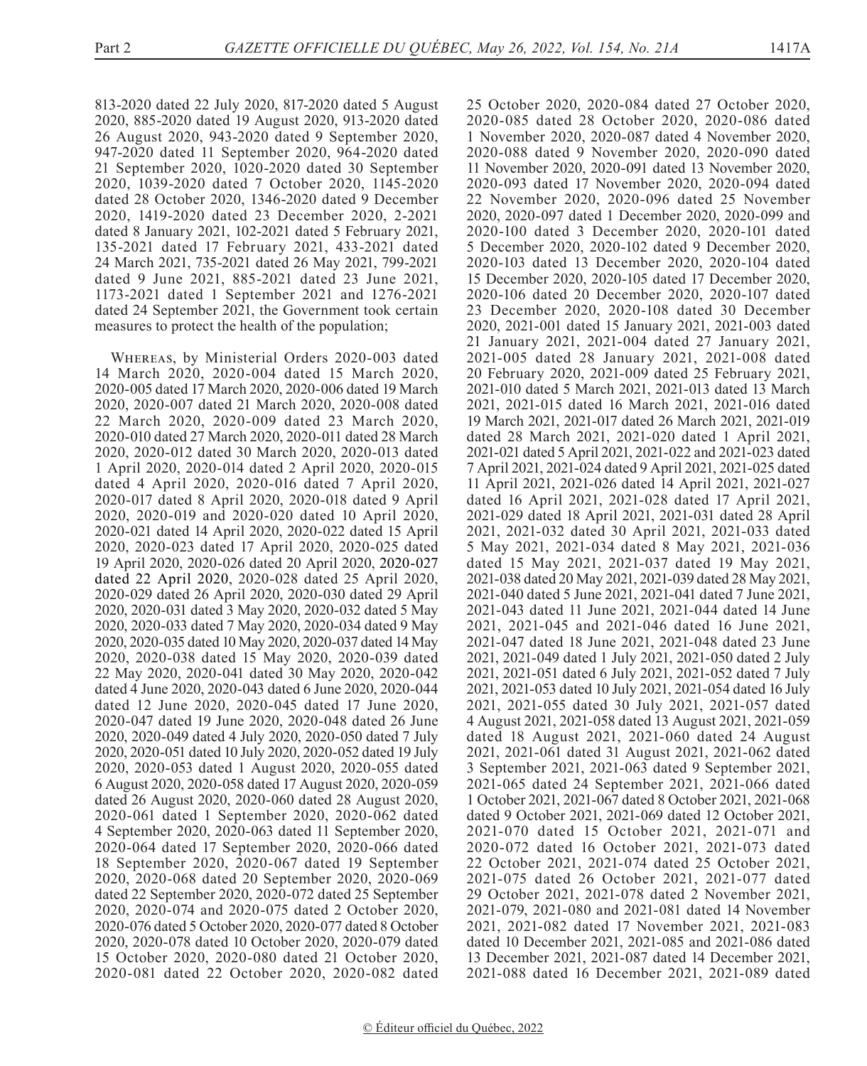813-2020 dated 22 July 2020, 817-2020 dated 5 August 2020, 885-2020 dated 19 August 2020, 913-2020 dated 26 August 2020, 943-2020 dated 9 September 2020, 947-2020 dated 11 September 2020, 964-2020 dated 21 September 2020, 1020-2020 dated 30 September 2020, 1039-2020 dated 7 October 2020, 1145-2020 dated 28 October 2020, 1346-2020 dated 9 December 2020, 1419-2020 dated 23 December 2020, 2-2021 dated 8 January 2021, 102-2021 dated 5 February 2021, 135-2021 dated 17 February 2021, 433-2021 dated 24 March 2021, 735-2021 dated 26 May 2021, 799-2021 dated 9 June 2021, 885-2021 dated 23 June 2021, 1173-2021 dated 1 September 2021 and 1276-2021 dated 24 September 2021, the Government took certain measures to protect the health of the population;

WHEREAS, by Ministerial Orders 2020-003 dated 14 March 2020, 2020-004 dated 15 March 2020, 2020-005 dated 17 March 2020, 2020-006 dated 19 March 2020, 2020-007 dated 21 March 2020, 2020-008 dated 22 March 2020, 2020-009 dated 23 March 2020, 2020-010 dated 27 March 2020, 2020-011 dated 28 March 2020, 2020-012 dated 30 March 2020, 2020-013 dated 1 April 2020, 2020-014 dated 2 April 2020, 2020-015 dated 4 April 2020, 2020-016 dated 7 April 2020, 2020-017 dated 8 April 2020, 2020-018 dated 9 April 2020, 2020-019 and 2020-020 dated 10 April 2020, 2020-021 dated 14 April 2020, 2020-022 dated 15 April 2020, 2020-023 dated 17 April 2020, 2020-025 dated 19 April 2020, 2020-026 dated 20 April 2020, 2020-027 dated 22 April 2020, 2020-028 dated 25 April 2020, 2020-029 dated 26 April 2020, 2020-030 dated 29 April 2020, 2020-031 dated 3 May 2020, 2020-032 dated 5 May 2020, 2020-033 dated 7 May 2020, 2020-034 dated 9 May 2020, 2020-035 dated 10 May 2020, 2020-037 dated 14 May 2020, 2020-038 dated 15 May 2020, 2020-039 dated 22 May 2020, 2020-041 dated 30 May 2020, 2020-042 dated 4 June 2020, 2020-043 dated 6 June 2020, 2020-044 dated 12 June 2020, 2020-045 dated 17 June 2020, 2020-047 dated 19 June 2020, 2020-048 dated 26 June 2020, 2020-049 dated 4 July 2020, 2020-050 dated 7 July 2020, 2020-051 dated 10 July 2020, 2020-052 dated 19 July 2020, 2020-053 dated 1 August 2020, 2020-055 dated 6 August 2020, 2020-058 dated 17 August 2020, 2020-059 dated 26 August 2020, 2020-060 dated 28 August 2020, 2020-061 dated 1 September 2020, 2020-062 dated 4 September 2020, 2020-063 dated 11 September 2020, 2020-064 dated 17 September 2020, 2020-066 dated 18 September 2020, 2020-067 dated 19 September 2020, 2020-068 dated 20 September 2020, 2020-069 dated 22 September 2020, 2020-072 dated 25 September 2020, 2020-074 and 2020-075 dated 2 October 2020, 2020-076 dated 5 October 2020, 2020-077 dated 8 October 2020, 2020-078 dated 10 October 2020, 2020-079 dated 15 October 2020, 2020-080 dated 21 October 2020, 2020-081 dated 22 October 2020, 2020-082 dated 25 October 2020, 2020-084 dated 27 October 2020, 2020-085 dated 28 October 2020, 2020-086 dated 1 November 2020, 2020-087 dated 4 November 2020, 2020-088 dated 9 November 2020, 2020-090 dated 11 November 2020, 2020-091 dated 13 November 2020, 2020-093 dated 17 November 2020, 2020-094 dated 22 November 2020, 2020-096 dated 25 November 2020, 2020-097 dated 1 December 2020, 2020-099 and 2020-100 dated 3 December 2020, 2020-101 dated 5 December 2020, 2020-102 dated 9 December 2020, 2020-103 dated 13 December 2020, 2020-104 dated 15 December 2020, 2020-105 dated 17 December 2020, 2020-106 dated 20 December 2020, 2020-107 dated 23 December 2020, 2020-108 dated 30 December 2020, 2021-001 dated 15 January 2021, 2021-003 dated 21 January 2021, 2021-004 dated 27 January 2021, 2021-005 dated 28 January 2021, 2021-008 dated 20 February 2020, 2021-009 dated 25 February 2021, 2021-010 dated 5 March 2021, 2021-013 dated 13 March 2021, 2021-015 dated 16 March 2021, 2021-016 dated 19 March 2021, 2021-017 dated 26 March 2021, 2021-019 dated 28 March 2021, 2021-020 dated 1 April 2021, 2021-021 dated 5 April 2021, 2021-022 and 2021-023 dated 7 April 2021, 2021-024 dated 9 April 2021, 2021-025 dated 11 April 2021, 2021-026 dated 14 April 2021, 2021-027 dated 16 April 2021, 2021-028 dated 17 April 2021, 2021-029 dated 18 April 2021, 2021-031 dated 28 April 2021, 2021-032 dated 30 April 2021, 2021-033 dated 5 May 2021, 2021-034 dated 8 May 2021, 2021-036 dated 15 May 2021, 2021-037 dated 19 May 2021, 2021-038 dated 20 May 2021, 2021-039 dated 28 May 2021, 2021-040 dated 5 June 2021, 2021-041 dated 7 June 2021, 2021-043 dated 11 June 2021, 2021-044 dated 14 June 2021, 2021-045 and 2021-046 dated 16 June 2021, 2021-047 dated 18 June 2021, 2021-048 dated 23 June 2021, 2021-049 dated 1 July 2021, 2021-050 dated 2 July 2021, 2021-051 dated 6 July 2021, 2021-052 dated 7 July 2021, 2021-053 dated 10 July 2021, 2021-054 dated 16 July 2021, 2021-055 dated 30 July 2021, 2021-057 dated 4 August 2021, 2021-058 dated 13 August 2021, 2021-059 dated 18 August 2021, 2021-060 dated 24 August 2021, 2021-061 dated 31 August 2021, 2021-062 dated 3 September 2021, 2021-063 dated 9 September 2021, 2021-065 dated 24 September 2021, 2021-066 dated 1 October 2021, 2021-067 dated 8 October 2021, 2021-068 dated 9 October 2021, 2021-069 dated 12 October 2021, 2021-070 dated 15 October 2021, 2021-071 and 2020-072 dated 16 October 2021, 2021-073 dated 22 October 2021, 2021-074 dated 25 October 2021, 2021-075 dated 26 October 2021, 2021-077 dated 29 October 2021, 2021-078 dated 2 November 2021, 2021-079, 2021-080 and 2021-081 dated 14 November 2021, 2021-082 dated 17 November 2021, 2021-083 dated 10 December 2021, 2021-085 and 2021-086 dated 13 December 2021, 2021-087 dated 14 December 2021, 2021-088 dated 16 December 2021, 2021-089 dated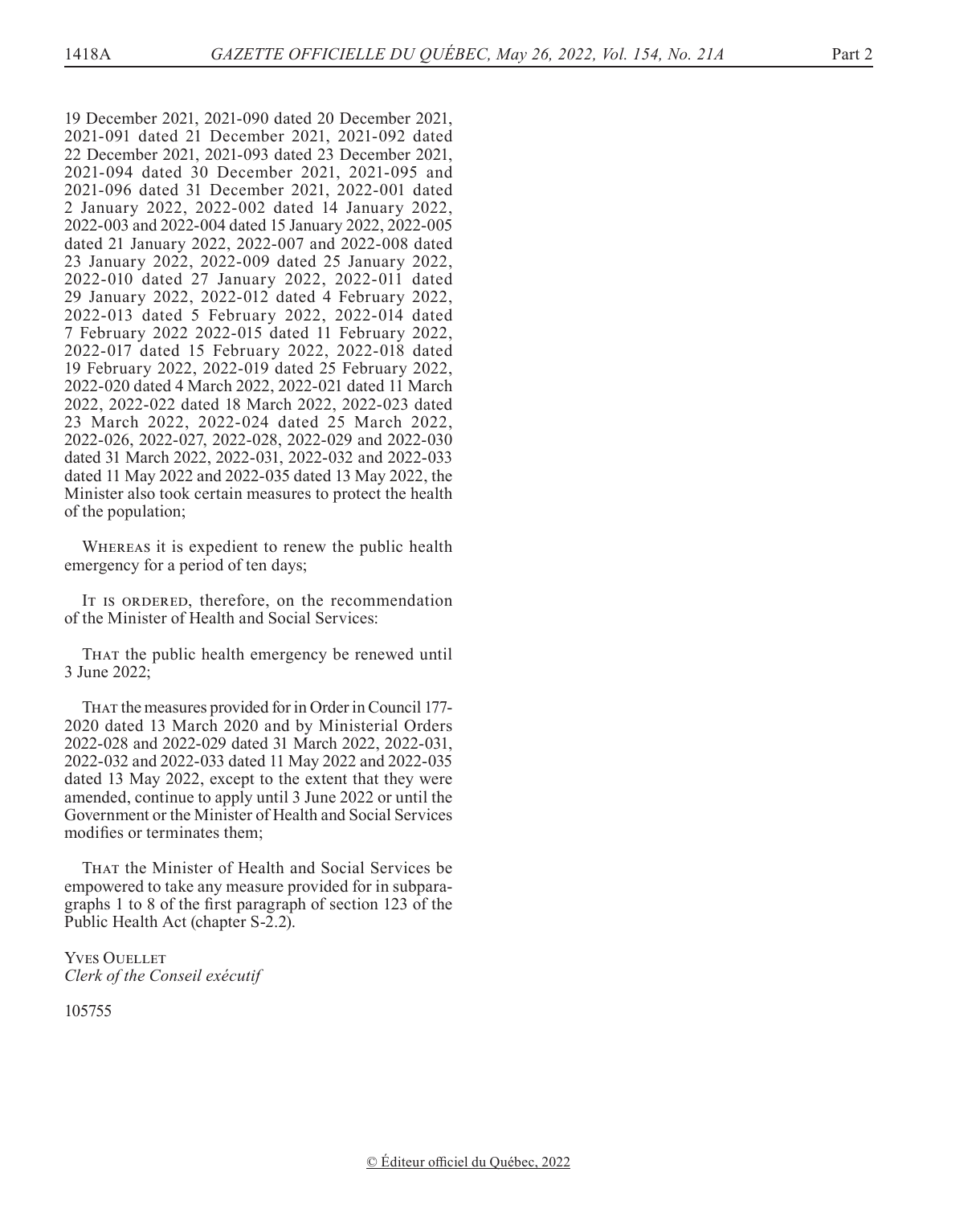19 December 2021, 2021-090 dated 20 December 2021, 2021-091 dated 21 December 2021, 2021-092 dated 22 December 2021, 2021-093 dated 23 December 2021, 2021-094 dated 30 December 2021, 2021-095 and 2021-096 dated 31 December 2021, 2022-001 dated 2 January 2022, 2022-002 dated 14 January 2022, 2022-003 and 2022-004 dated 15 January 2022, 2022-005 dated 21 January 2022, 2022-007 and 2022-008 dated 23 January 2022, 2022-009 dated 25 January 2022, 2022-010 dated 27 January 2022, 2022-011 dated 29 January 2022, 2022-012 dated 4 February 2022, 2022-013 dated 5 February 2022, 2022-014 dated 7 February 2022 2022-015 dated 11 February 2022, 2022-017 dated 15 February 2022, 2022-018 dated 19 February 2022, 2022-019 dated 25 February 2022, 2022-020 dated 4 March 2022, 2022-021 dated 11 March 2022, 2022-022 dated 18 March 2022, 2022-023 dated 23 March 2022, 2022-024 dated 25 March 2022, 2022-026, 2022-027, 2022-028, 2022-029 and 2022-030 dated 31 March 2022, 2022-031, 2022-032 and 2022-033 dated 11 May 2022 and 2022-035 dated 13 May 2022, the Minister also took certain measures to protect the health of the population;

Whereas it is expedient to renew the public health emergency for a period of ten days;

It is ordered, therefore, on the recommendation of the Minister of Health and Social Services:

That the public health emergency be renewed until 3 June 2022;

That the measures provided for in Order in Council 177-2020 dated 13 March 2020 and by Ministerial Orders 2022-028 and 2022-029 dated 31 March 2022, 2022-031, 2022-032 and 2022-033 dated 11 May 2022 and 2022-035 dated 13 May 2022, except to the extent that they were amended, continue to apply until 3 June 2022 or until the Government or the Minister of Health and Social Services modifies or terminates them;

That the Minister of Health and Social Services be empowered to take any measure provided for in subparagraphs 1 to 8 of the first paragraph of section 123 of the Public Health Act (chapter S-2.2).

Yves Ouellet
*Clerk of the Conseil exécutif*

105755